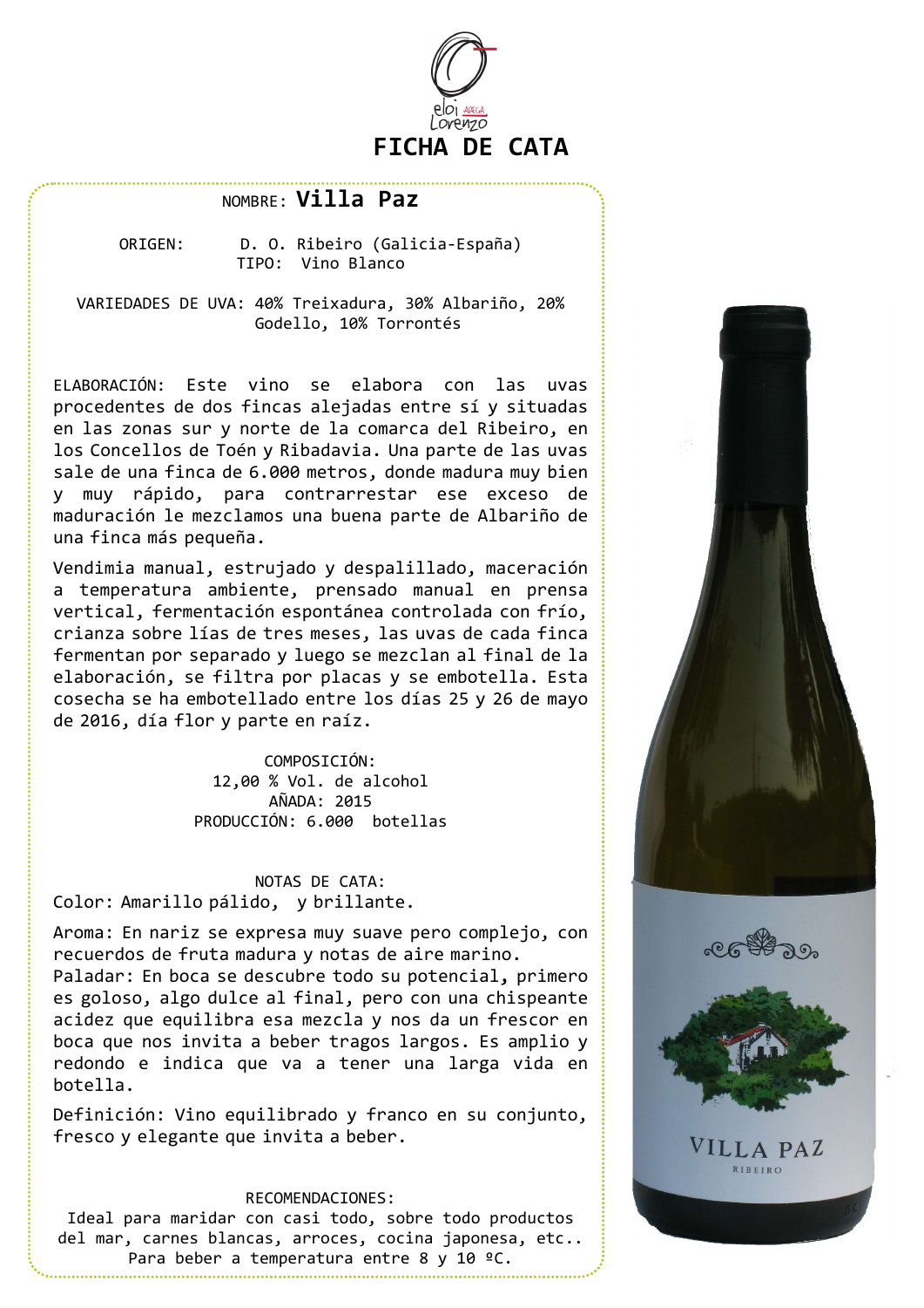# FICHA DE CATA

**NOMBRE: Villa Paz**

ORIGEN: D. O. Ribeiro (Galicia-España)
TIPO: Vino Blanco

VARIEDADES DE UVA: 40% Treixadura, 30% Albariño, 20% Godello, 10% Torrontés

ELABORACIÓN: Este vino se elabora con las uvas procedentes de dos fincas alejadas entre sí y situadas en las zonas sur y norte de la comarca del Ribeiro, en los Concellos de Toén y Ribadavia. Una parte de las uvas sale de una finca de 6.000 metros, donde madura muy bien y muy rápido, para contrarrestar ese exceso de maduración le mezclamos una buena parte de Albariño de una finca más pequeña.

Vendimia manual, estrujado y despalillado, maceración a temperatura ambiente, prensado manual en prensa vertical, fermentación espontánea controlada con frío, crianza sobre lías de tres meses, las uvas de cada finca fermentan por separado y luego se mezclan al final de la elaboración, se filtra por placas y se embotella. Esta cosecha se ha embotellado entre los días 25 y 26 de mayo de 2016, día flor y parte en raíz.

COMPOSICIÓN:
12,00 % Vol. de alcohol
AÑADA: 2015
PRODUCCIÓN: 6.000 botellas

NOTAS DE CATA:

Color: Amarillo pálido, y brillante.

Aroma: En nariz se expresa muy suave pero complejo, con recuerdos de fruta madura y notas de aire marino.
Paladar: En boca se descubre todo su potencial, primero es goloso, algo dulce al final, pero con una chispeante acidez que equilibra esa mezcla y nos da un frescor en boca que nos invita a beber tragos largos. Es amplio y redondo e indica que va a tener una larga vida en botella.

Definición: Vino equilibrado y franco en su conjunto, fresco y elegante que invita a beber.

RECOMENDACIONES:
Ideal para maridar con casi todo, sobre todo productos del mar, carnes blancas, arroces, cocina japonesa, etc..
Para beber a temperatura entre 8 y 10 ºC.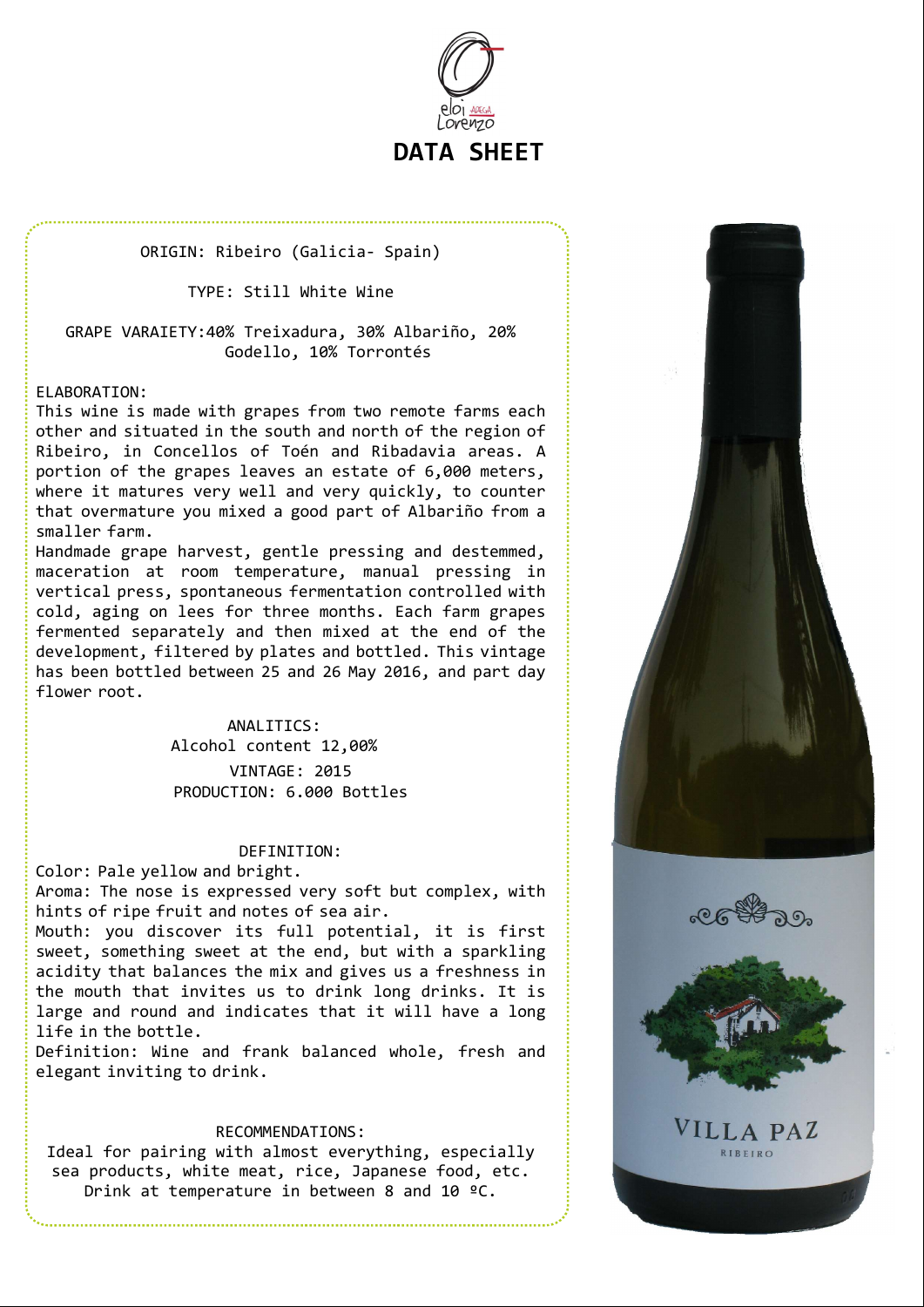# DATA SHEET

ORIGIN: Ribeiro (Galicia- Spain)

TYPE: Still White Wine

GRAPE VARAIETY:40% Treixadura, 30% Albariño, 20% Godello, 10% Torrontés

ELABORATION:
This wine is made with grapes from two remote farms each other and situated in the south and north of the region of Ribeiro, in Concellos of Toén and Ribadavia areas. A portion of the grapes leaves an estate of 6,000 meters, where it matures very well and very quickly, to counter that overmature you mixed a good part of Albariño from a smaller farm.
Handmade grape harvest, gentle pressing and destemmed, maceration at room temperature, manual pressing in vertical press, spontaneous fermentation controlled with cold, aging on lees for three months. Each farm grapes fermented separately and then mixed at the end of the development, filtered by plates and bottled. This vintage has been bottled between 25 and 26 May 2016, and part day flower root.

ANALITICS:
Alcohol content 12,00%
VINTAGE: 2015
PRODUCTION: 6.000 Bottles

DEFINITION:
Color: Pale yellow and bright.
Aroma: The nose is expressed very soft but complex, with hints of ripe fruit and notes of sea air.
Mouth: you discover its full potential, it is first sweet, something sweet at the end, but with a sparkling acidity that balances the mix and gives us a freshness in the mouth that invites us to drink long drinks. It is large and round and indicates that it will have a long life in the bottle.
Definition: Wine and frank balanced whole, fresh and elegant inviting to drink.

RECOMMENDATIONS:
Ideal for pairing with almost everything, especially sea products, white meat, rice, Japanese food, etc.
Drink at temperature in between 8 and 10 ºC.